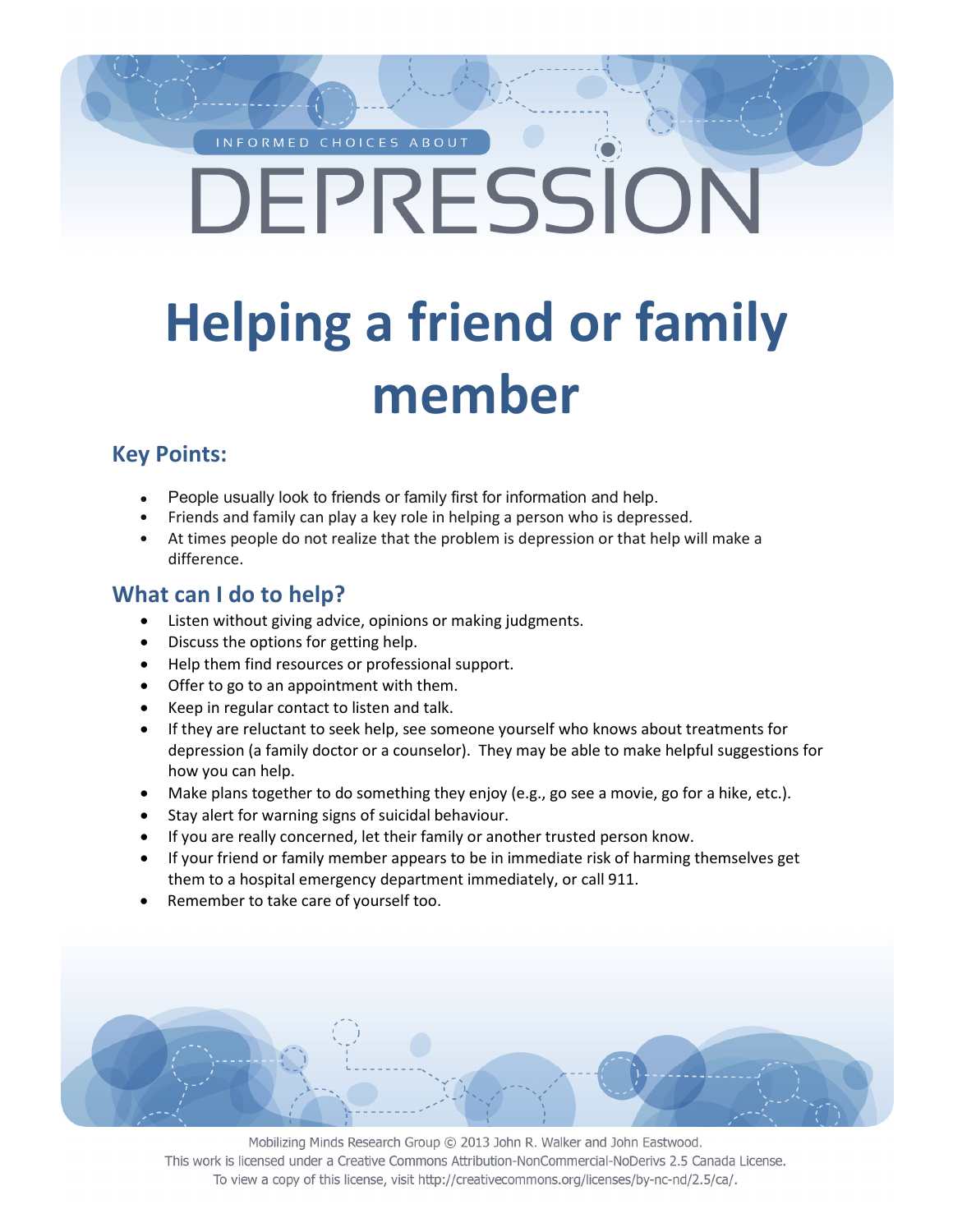INFORMED CHOICES ABOUT

# DEPRESSION

# Helping a friend or family member

## Key Points:

- People usually look to friends or family first for information and help.
- Friends and family can play a key role in helping a person who is depressed.
- At times people do not realize that the problem is depression or that help will make a difference.

## What can I do to help?

- Listen without giving advice, opinions or making judgments.
- Discuss the options for getting help.
- Help them find resources or professional support.
- Offer to go to an appointment with them.
- Keep in regular contact to listen and talk.
- If they are reluctant to seek help, see someone yourself who knows about treatments for depression (a family doctor or a counselor). They may be able to make helpful suggestions for how you can help.
- Make plans together to do something they enjoy (e.g., go see a movie, go for a hike, etc.).
- Stay alert for warning signs of suicidal behaviour.
- If you are really concerned, let their family or another trusted person know.
- If your friend or family member appears to be in immediate risk of harming themselves get them to a hospital emergency department immediately, or call 911.
- Remember to take care of yourself too.

Mobilizing Minds Research Group © 2013 John R. Walker and John Eastwood.
This work is licensed under a Creative Commons Attribution-NonCommercial-NoDerivs 2.5 Canada License.
To view a copy of this license, visit http://creativecommons.org/licenses/by-nc-nd/2.5/ca/.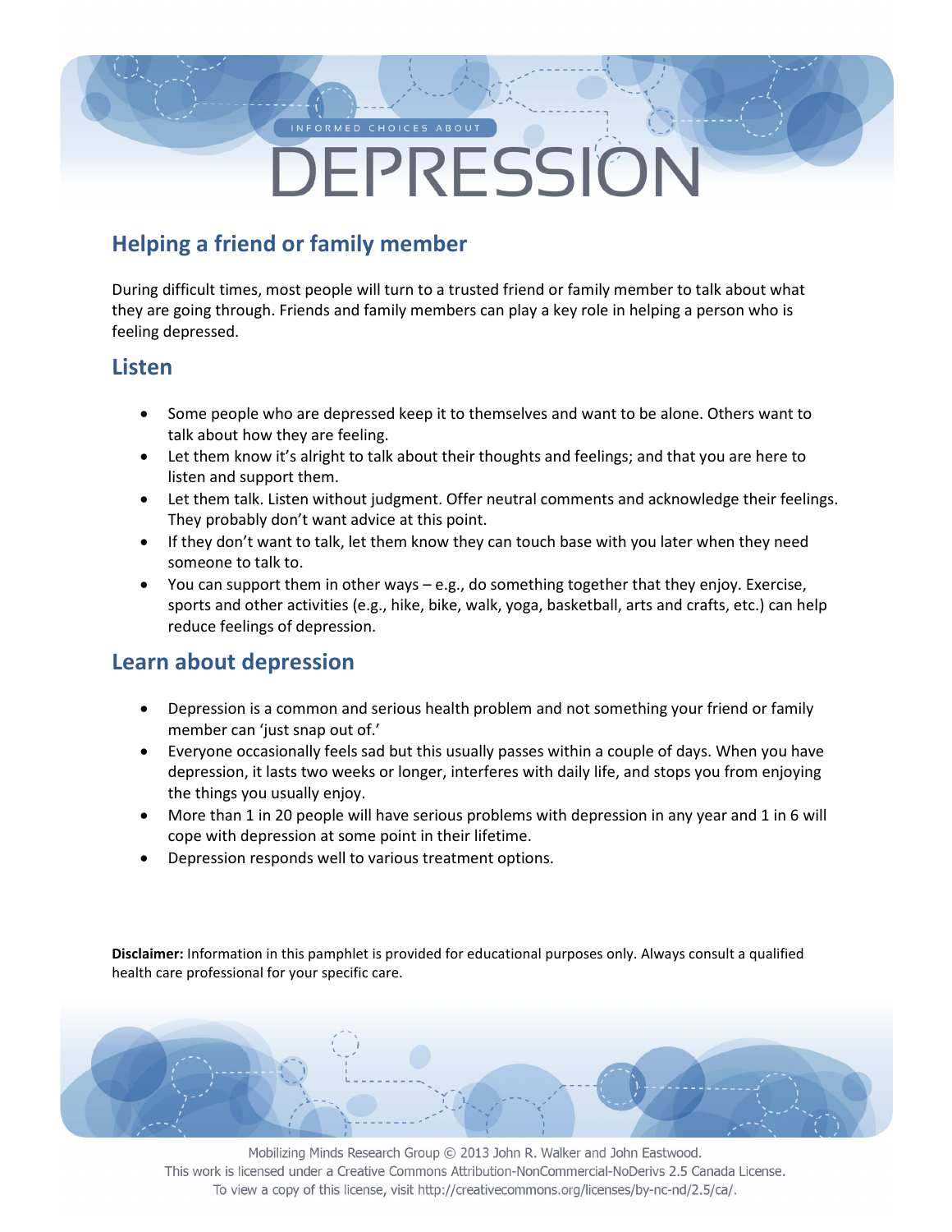INFORMED CHOICES ABOUT

# DEPRESSION

## Helping a friend or family member

During difficult times, most people will turn to a trusted friend or family member to talk about what they are going through. Friends and family members can play a key role in helping a person who is feeling depressed.

## Listen

- Some people who are depressed keep it to themselves and want to be alone. Others want to talk about how they are feeling.
- Let them know it's alright to talk about their thoughts and feelings; and that you are here to listen and support them.
- Let them talk. Listen without judgment. Offer neutral comments and acknowledge their feelings. They probably don't want advice at this point.
- If they don't want to talk, let them know they can touch base with you later when they need someone to talk to.
- You can support them in other ways – e.g., do something together that they enjoy. Exercise, sports and other activities (e.g., hike, bike, walk, yoga, basketball, arts and crafts, etc.) can help reduce feelings of depression.

## Learn about depression

- Depression is a common and serious health problem and not something your friend or family member can 'just snap out of.'
- Everyone occasionally feels sad but this usually passes within a couple of days. When you have depression, it lasts two weeks or longer, interferes with daily life, and stops you from enjoying the things you usually enjoy.
- More than 1 in 20 people will have serious problems with depression in any year and 1 in 6 will cope with depression at some point in their lifetime.
- Depression responds well to various treatment options.

**Disclaimer:** Information in this pamphlet is provided for educational purposes only. Always consult a qualified health care professional for your specific care.

Mobilizing Minds Research Group © 2013 John R. Walker and John Eastwood.
This work is licensed under a Creative Commons Attribution-NonCommercial-NoDerivs 2.5 Canada License.
To view a copy of this license, visit http://creativecommons.org/licenses/by-nc-nd/2.5/ca/.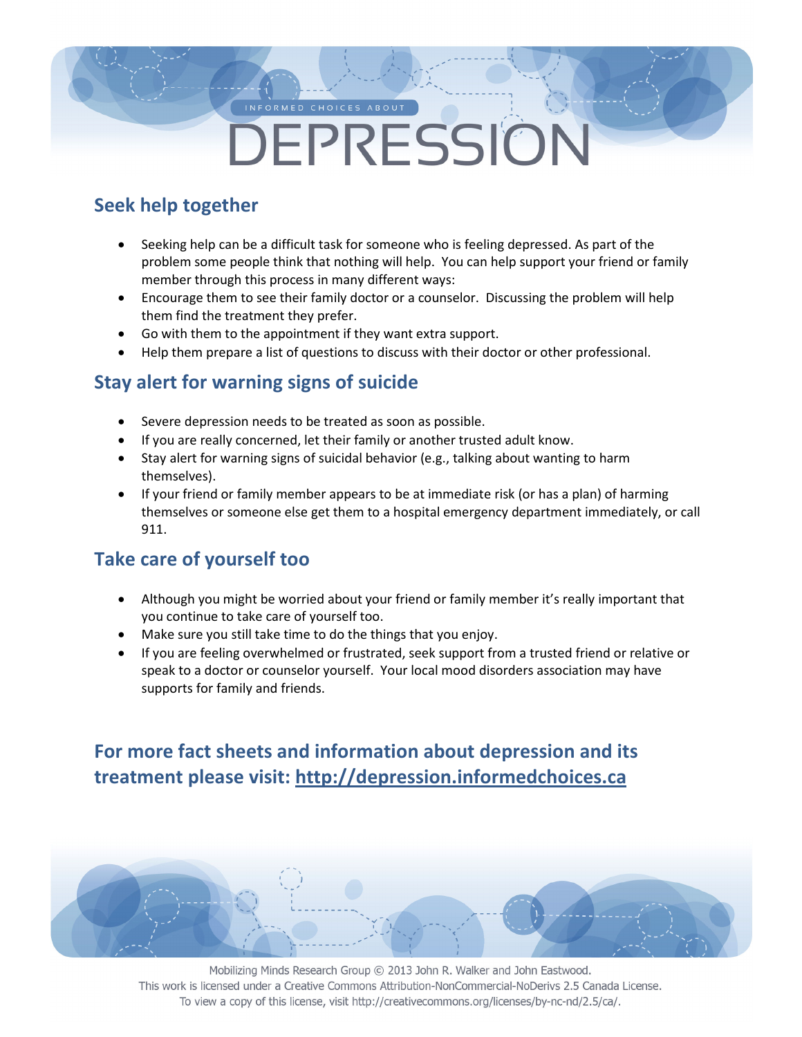INFORMED CHOICES ABOUT

# DEPRESSION

## Seek help together

- Seeking help can be a difficult task for someone who is feeling depressed. As part of the problem some people think that nothing will help. You can help support your friend or family member through this process in many different ways:
- Encourage them to see their family doctor or a counselor. Discussing the problem will help them find the treatment they prefer.
- Go with them to the appointment if they want extra support.
- Help them prepare a list of questions to discuss with their doctor or other professional.

## Stay alert for warning signs of suicide

- Severe depression needs to be treated as soon as possible.
- If you are really concerned, let their family or another trusted adult know.
- Stay alert for warning signs of suicidal behavior (e.g., talking about wanting to harm themselves).
- If your friend or family member appears to be at immediate risk (or has a plan) of harming themselves or someone else get them to a hospital emergency department immediately, or call 911.

## Take care of yourself too

- Although you might be worried about your friend or family member it's really important that you continue to take care of yourself too.
- Make sure you still take time to do the things that you enjoy.
- If you are feeling overwhelmed or frustrated, seek support from a trusted friend or relative or speak to a doctor or counselor yourself. Your local mood disorders association may have supports for family and friends.

## For more fact sheets and information about depression and its treatment please visit: http://depression.informedchoices.ca

Mobilizing Minds Research Group © 2013 John R. Walker and John Eastwood.
This work is licensed under a Creative Commons Attribution-NonCommercial-NoDerivs 2.5 Canada License.
To view a copy of this license, visit http://creativecommons.org/licenses/by-nc-nd/2.5/ca/.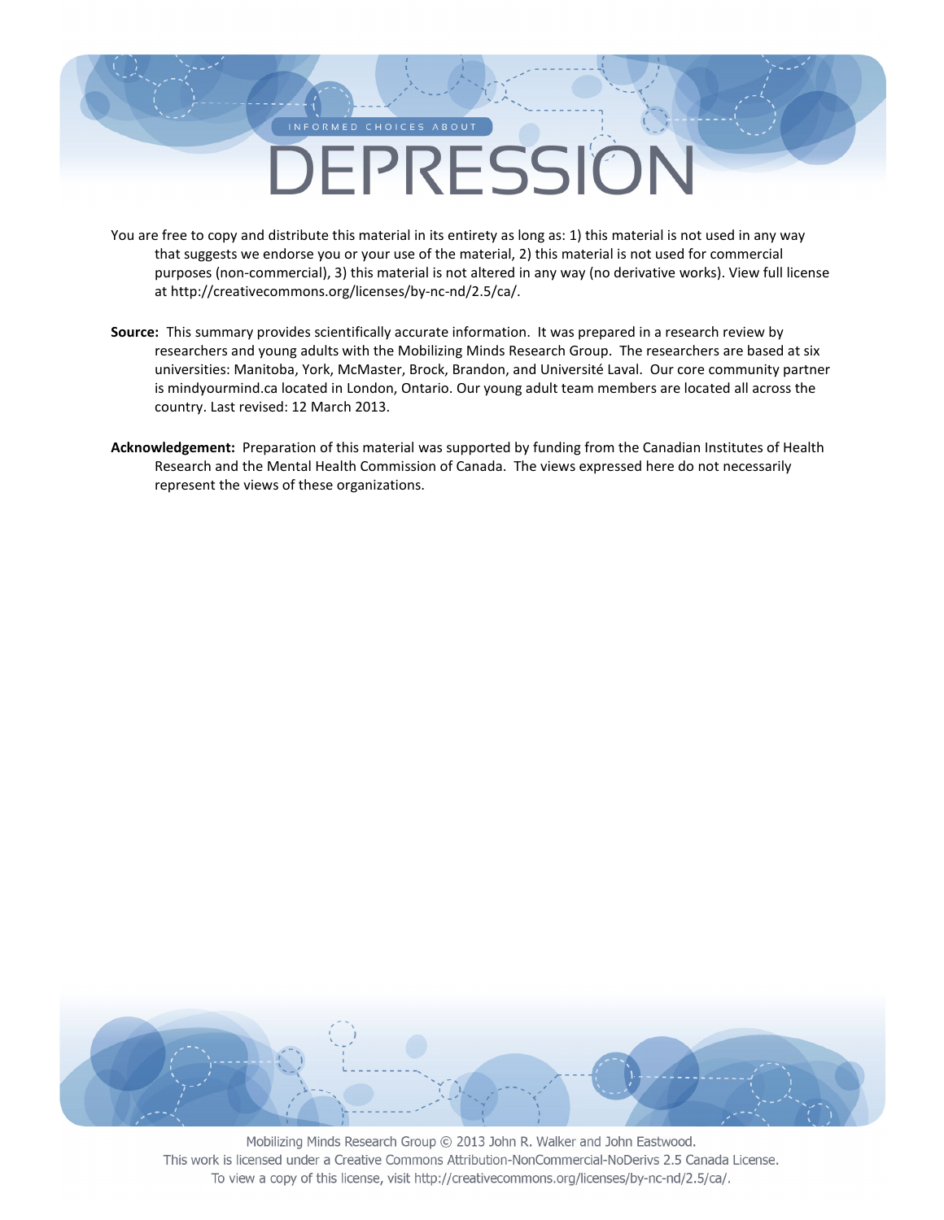INFORMED CHOICES ABOUT

# DEPRESSION

You are free to copy and distribute this material in its entirety as long as: 1) this material is not used in any way that suggests we endorse you or your use of the material, 2) this material is not used for commercial purposes (non-commercial), 3) this material is not altered in any way (no derivative works). View full license at http://creativecommons.org/licenses/by-nc-nd/2.5/ca/.

**Source:** This summary provides scientifically accurate information. It was prepared in a research review by researchers and young adults with the Mobilizing Minds Research Group. The researchers are based at six universities: Manitoba, York, McMaster, Brock, Brandon, and Université Laval. Our core community partner is mindyourmind.ca located in London, Ontario. Our young adult team members are located all across the country. Last revised: 12 March 2013.

**Acknowledgement:** Preparation of this material was supported by funding from the Canadian Institutes of Health Research and the Mental Health Commission of Canada. The views expressed here do not necessarily represent the views of these organizations.

Mobilizing Minds Research Group © 2013 John R. Walker and John Eastwood.
This work is licensed under a Creative Commons Attribution-NonCommercial-NoDerivs 2.5 Canada License.
To view a copy of this license, visit http://creativecommons.org/licenses/by-nc-nd/2.5/ca/.